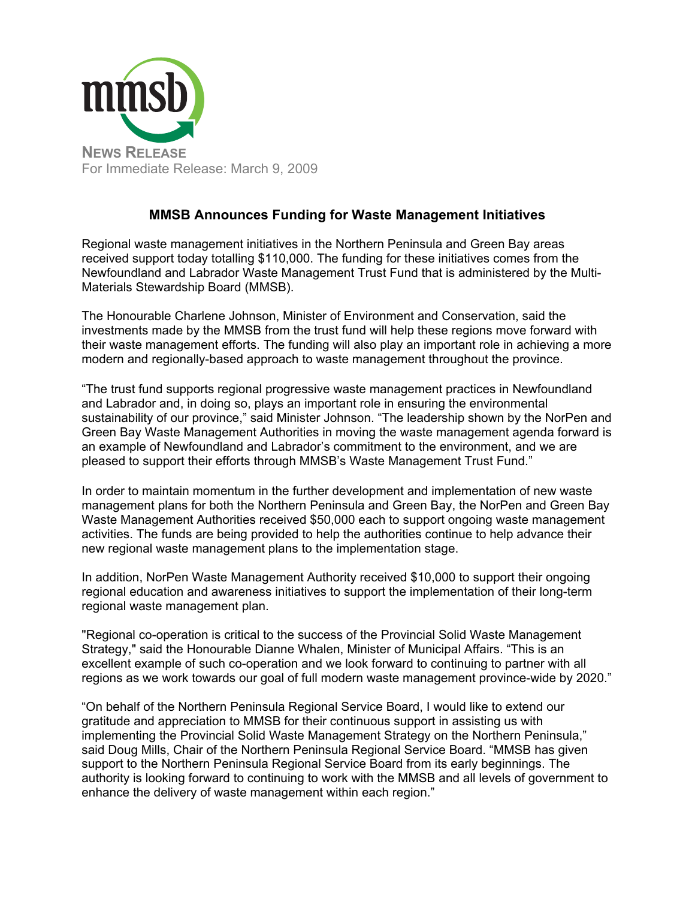mmsb

**NEWS RELEASE**
For Immediate Release: March 9, 2009

## MMSB Announces Funding for Waste Management Initiatives

Regional waste management initiatives in the Northern Peninsula and Green Bay areas received support today totalling $110,000. The funding for these initiatives comes from the Newfoundland and Labrador Waste Management Trust Fund that is administered by the Multi-Materials Stewardship Board (MMSB).

The Honourable Charlene Johnson, Minister of Environment and Conservation, said the investments made by the MMSB from the trust fund will help these regions move forward with their waste management efforts. The funding will also play an important role in achieving a more modern and regionally-based approach to waste management throughout the province.

"The trust fund supports regional progressive waste management practices in Newfoundland and Labrador and, in doing so, plays an important role in ensuring the environmental sustainability of our province," said Minister Johnson. "The leadership shown by the NorPen and Green Bay Waste Management Authorities in moving the waste management agenda forward is an example of Newfoundland and Labrador's commitment to the environment, and we are pleased to support their efforts through MMSB's Waste Management Trust Fund."

In order to maintain momentum in the further development and implementation of new waste management plans for both the Northern Peninsula and Green Bay, the NorPen and Green Bay Waste Management Authorities received $50,000 each to support ongoing waste management activities. The funds are being provided to help the authorities continue to help advance their new regional waste management plans to the implementation stage.

In addition, NorPen Waste Management Authority received $10,000 to support their ongoing regional education and awareness initiatives to support the implementation of their long-term regional waste management plan.

"Regional co-operation is critical to the success of the Provincial Solid Waste Management Strategy," said the Honourable Dianne Whalen, Minister of Municipal Affairs. "This is an excellent example of such co-operation and we look forward to continuing to partner with all regions as we work towards our goal of full modern waste management province-wide by 2020."

"On behalf of the Northern Peninsula Regional Service Board, I would like to extend our gratitude and appreciation to MMSB for their continuous support in assisting us with implementing the Provincial Solid Waste Management Strategy on the Northern Peninsula," said Doug Mills, Chair of the Northern Peninsula Regional Service Board. "MMSB has given support to the Northern Peninsula Regional Service Board from its early beginnings. The authority is looking forward to continuing to work with the MMSB and all levels of government to enhance the delivery of waste management within each region."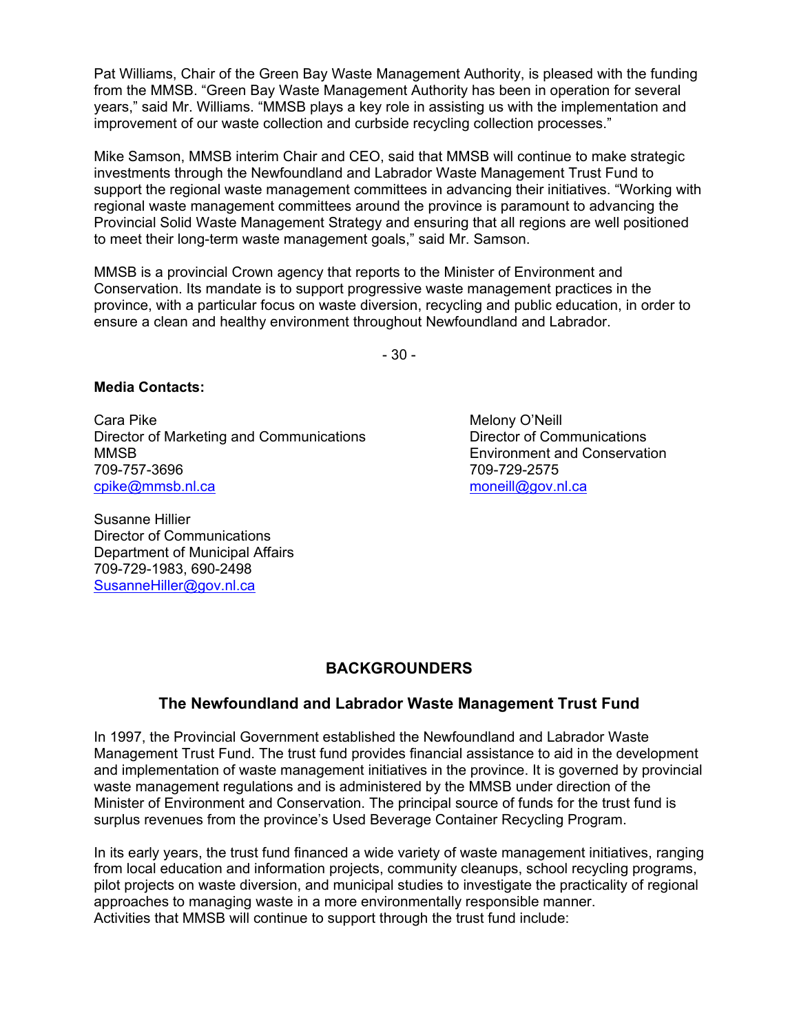Pat Williams, Chair of the Green Bay Waste Management Authority, is pleased with the funding from the MMSB. “Green Bay Waste Management Authority has been in operation for several years,” said Mr. Williams. “MMSB plays a key role in assisting us with the implementation and improvement of our waste collection and curbside recycling collection processes.”

Mike Samson, MMSB interim Chair and CEO, said that MMSB will continue to make strategic investments through the Newfoundland and Labrador Waste Management Trust Fund to support the regional waste management committees in advancing their initiatives. “Working with regional waste management committees around the province is paramount to advancing the Provincial Solid Waste Management Strategy and ensuring that all regions are well positioned to meet their long-term waste management goals,” said Mr. Samson.

MMSB is a provincial Crown agency that reports to the Minister of Environment and Conservation. Its mandate is to support progressive waste management practices in the province, with a particular focus on waste diversion, recycling and public education, in order to ensure a clean and healthy environment throughout Newfoundland and Labrador.

- 30 -

**Media Contacts:**

Cara Pike
Director of Marketing and Communications
MMSB
709-757-3696
cpike@mmsb.nl.ca

Melony O’Neill
Director of Communications
Environment and Conservation
709-729-2575
moneill@gov.nl.ca

Susanne Hillier
Director of Communications
Department of Municipal Affairs
709-729-1983, 690-2498
SusanneHiller@gov.nl.ca

## BACKGROUNDERS

### The Newfoundland and Labrador Waste Management Trust Fund

In 1997, the Provincial Government established the Newfoundland and Labrador Waste Management Trust Fund. The trust fund provides financial assistance to aid in the development and implementation of waste management initiatives in the province. It is governed by provincial waste management regulations and is administered by the MMSB under direction of the Minister of Environment and Conservation. The principal source of funds for the trust fund is surplus revenues from the province’s Used Beverage Container Recycling Program.

In its early years, the trust fund financed a wide variety of waste management initiatives, ranging from local education and information projects, community cleanups, school recycling programs, pilot projects on waste diversion, and municipal studies to investigate the practicality of regional approaches to managing waste in a more environmentally responsible manner.
Activities that MMSB will continue to support through the trust fund include: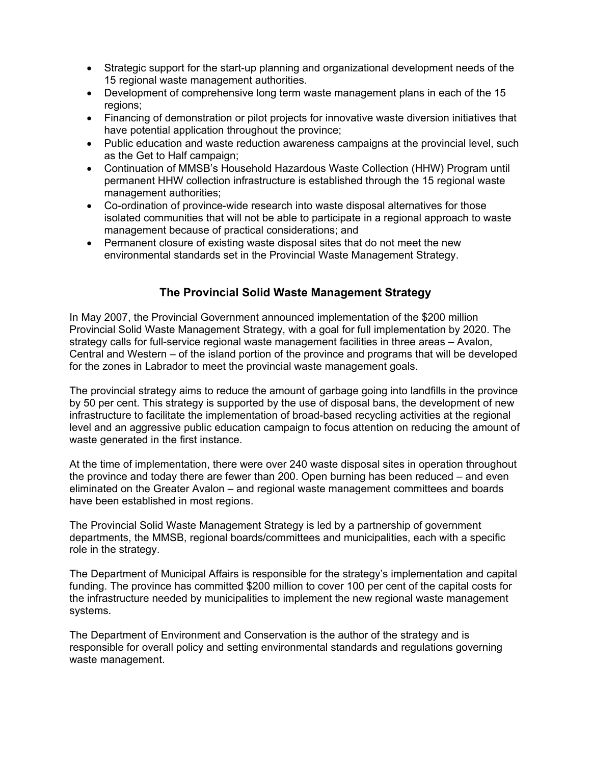- Strategic support for the start-up planning and organizational development needs of the 15 regional waste management authorities.
- Development of comprehensive long term waste management plans in each of the 15 regions;
- Financing of demonstration or pilot projects for innovative waste diversion initiatives that have potential application throughout the province;
- Public education and waste reduction awareness campaigns at the provincial level, such as the Get to Half campaign;
- Continuation of MMSB's Household Hazardous Waste Collection (HHW) Program until permanent HHW collection infrastructure is established through the 15 regional waste management authorities;
- Co-ordination of province-wide research into waste disposal alternatives for those isolated communities that will not be able to participate in a regional approach to waste management because of practical considerations; and
- Permanent closure of existing waste disposal sites that do not meet the new environmental standards set in the Provincial Waste Management Strategy.

## The Provincial Solid Waste Management Strategy

In May 2007, the Provincial Government announced implementation of the $200 million Provincial Solid Waste Management Strategy, with a goal for full implementation by 2020. The strategy calls for full-service regional waste management facilities in three areas – Avalon, Central and Western – of the island portion of the province and programs that will be developed for the zones in Labrador to meet the provincial waste management goals.

The provincial strategy aims to reduce the amount of garbage going into landfills in the province by 50 per cent. This strategy is supported by the use of disposal bans, the development of new infrastructure to facilitate the implementation of broad-based recycling activities at the regional level and an aggressive public education campaign to focus attention on reducing the amount of waste generated in the first instance.

At the time of implementation, there were over 240 waste disposal sites in operation throughout the province and today there are fewer than 200. Open burning has been reduced – and even eliminated on the Greater Avalon – and regional waste management committees and boards have been established in most regions.

The Provincial Solid Waste Management Strategy is led by a partnership of government departments, the MMSB, regional boards/committees and municipalities, each with a specific role in the strategy.

The Department of Municipal Affairs is responsible for the strategy's implementation and capital funding. The province has committed $200 million to cover 100 per cent of the capital costs for the infrastructure needed by municipalities to implement the new regional waste management systems.

The Department of Environment and Conservation is the author of the strategy and is responsible for overall policy and setting environmental standards and regulations governing waste management.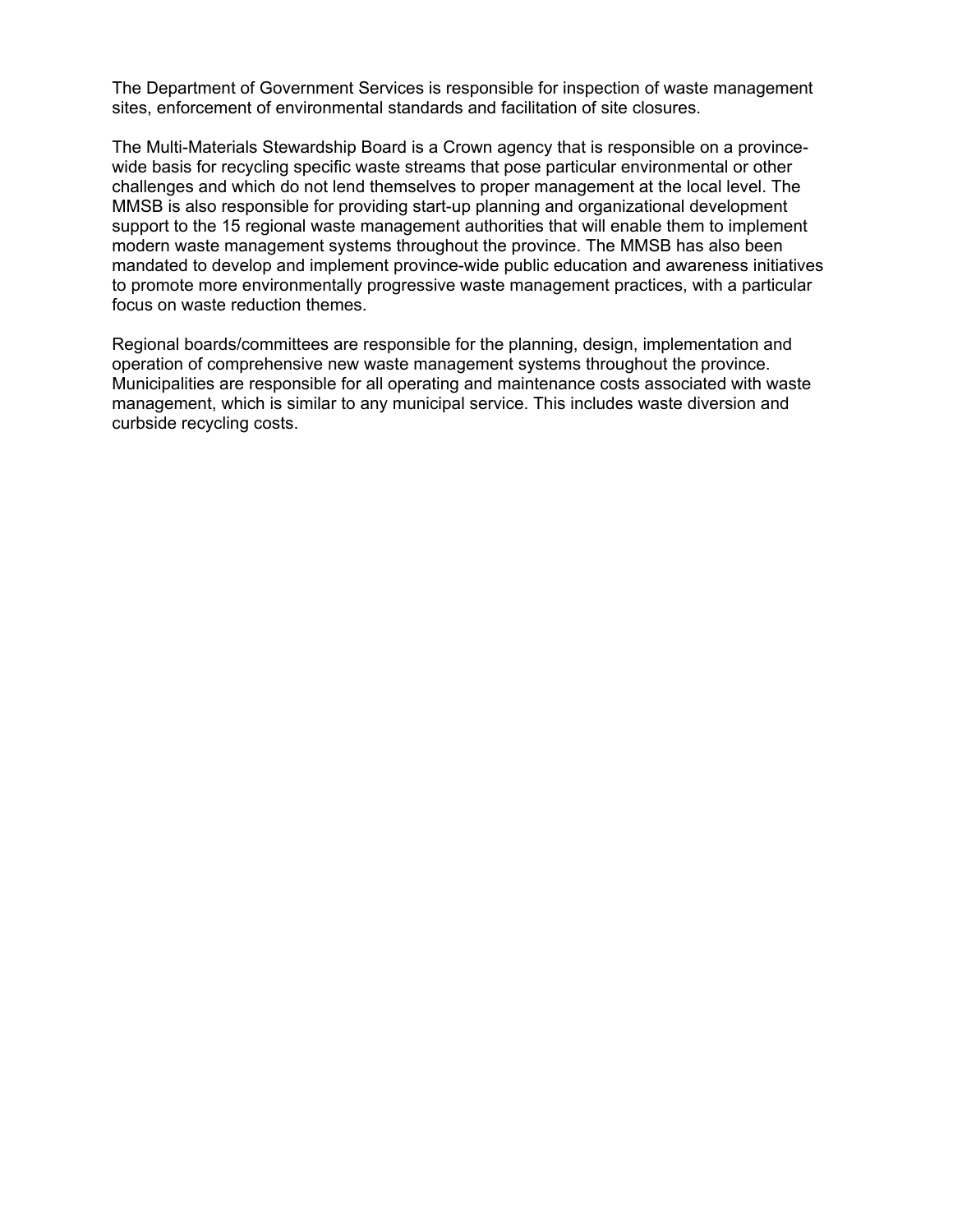The Department of Government Services is responsible for inspection of waste management sites, enforcement of environmental standards and facilitation of site closures.

The Multi-Materials Stewardship Board is a Crown agency that is responsible on a province-wide basis for recycling specific waste streams that pose particular environmental or other challenges and which do not lend themselves to proper management at the local level. The MMSB is also responsible for providing start-up planning and organizational development support to the 15 regional waste management authorities that will enable them to implement modern waste management systems throughout the province. The MMSB has also been mandated to develop and implement province-wide public education and awareness initiatives to promote more environmentally progressive waste management practices, with a particular focus on waste reduction themes.

Regional boards/committees are responsible for the planning, design, implementation and operation of comprehensive new waste management systems throughout the province. Municipalities are responsible for all operating and maintenance costs associated with waste management, which is similar to any municipal service. This includes waste diversion and curbside recycling costs.